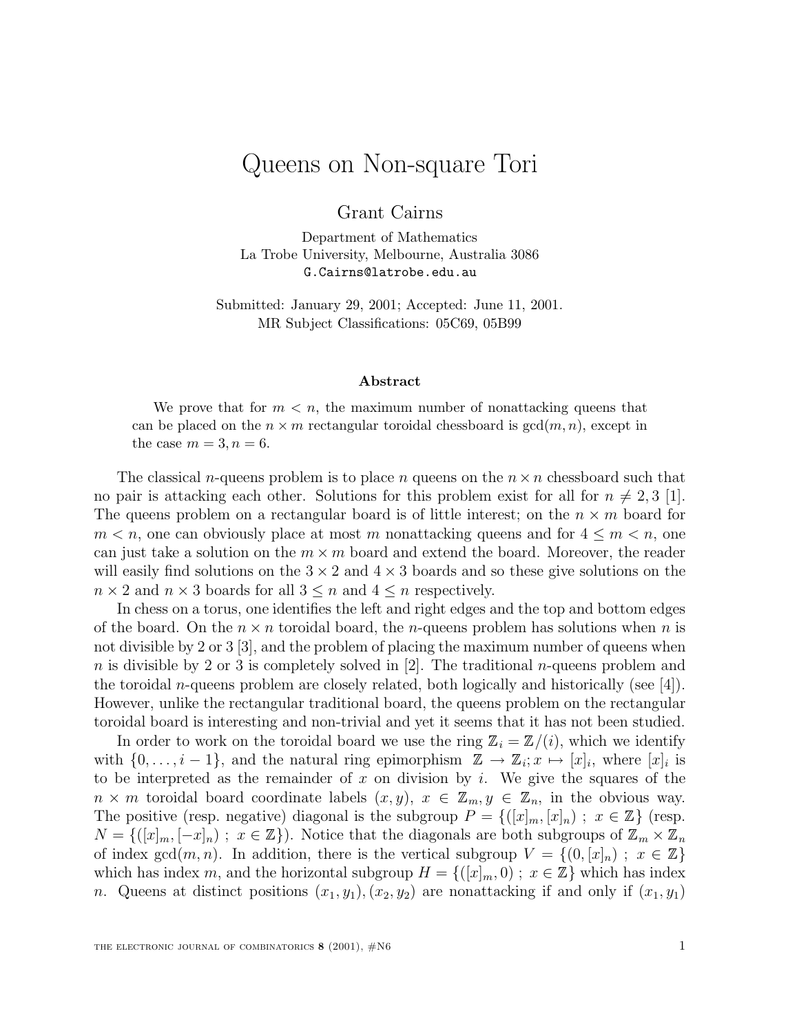# Queens on Non-square Tori

Grant Cairns

Department of Mathematics
La Trobe University, Melbourne, Australia 3086
G.Cairns@latrobe.edu.au

Submitted: January 29, 2001; Accepted: June 11, 2001.
MR Subject Classifications: 05C69, 05B99

### Abstract

We prove that for $m < n$, the maximum number of nonattacking queens that can be placed on the $n \times m$ rectangular toroidal chessboard is $\gcd(m, n)$, except in the case $m = 3, n = 6$.

The classical $n$-queens problem is to place $n$ queens on the $n \times n$ chessboard such that no pair is attacking each other. Solutions for this problem exist for all for $n \neq 2, 3$ [1]. The queens problem on a rectangular board is of little interest; on the $n \times m$ board for $m < n$, one can obviously place at most $m$ nonattacking queens and for $4 \leq m < n$, one can just take a solution on the $m \times m$ board and extend the board. Moreover, the reader will easily find solutions on the $3 \times 2$ and $4 \times 3$ boards and so these give solutions on the $n \times 2$ and $n \times 3$ boards for all $3 \leq n$ and $4 \leq n$ respectively.

In chess on a torus, one identifies the left and right edges and the top and bottom edges of the board. On the $n \times n$ toroidal board, the $n$-queens problem has solutions when $n$ is not divisible by 2 or 3 [3], and the problem of placing the maximum number of queens when $n$ is divisible by 2 or 3 is completely solved in [2]. The traditional $n$-queens problem and the toroidal $n$-queens problem are closely related, both logically and historically (see [4]). However, unlike the rectangular traditional board, the queens problem on the rectangular toroidal board is interesting and non-trivial and yet it seems that it has not been studied.

In order to work on the toroidal board we use the ring $\mathbb{Z}_i = \mathbb{Z}/(i)$, which we identify with $\{0, \ldots, i-1\}$, and the natural ring epimorphism $\mathbb{Z} \to \mathbb{Z}_i; x \mapsto [x]_i$, where $[x]_i$ is to be interpreted as the remainder of $x$ on division by $i$. We give the squares of the $n \times m$ toroidal board coordinate labels $(x, y)$, $x \in \mathbb{Z}_m, y \in \mathbb{Z}_n$, in the obvious way. The positive (resp. negative) diagonal is the subgroup $P = \{([x]_m, [x]_n) \ ; \ x \in \mathbb{Z}\}$ (resp. $N = \{([x]_m, [-x]_n) \ ; \ x \in \mathbb{Z}\}$). Notice that the diagonals are both subgroups of $\mathbb{Z}_m \times \mathbb{Z}_n$ of index $\gcd(m, n)$. In addition, there is the vertical subgroup $V = \{(0, [x]_n) \ ; \ x \in \mathbb{Z}\}$ which has index $m$, and the horizontal subgroup $H = \{([x]_m, 0) \ ; \ x \in \mathbb{Z}\}$ which has index $n$. Queens at distinct positions $(x_1, y_1), (x_2, y_2)$ are nonattacking if and only if $(x_1, y_1)$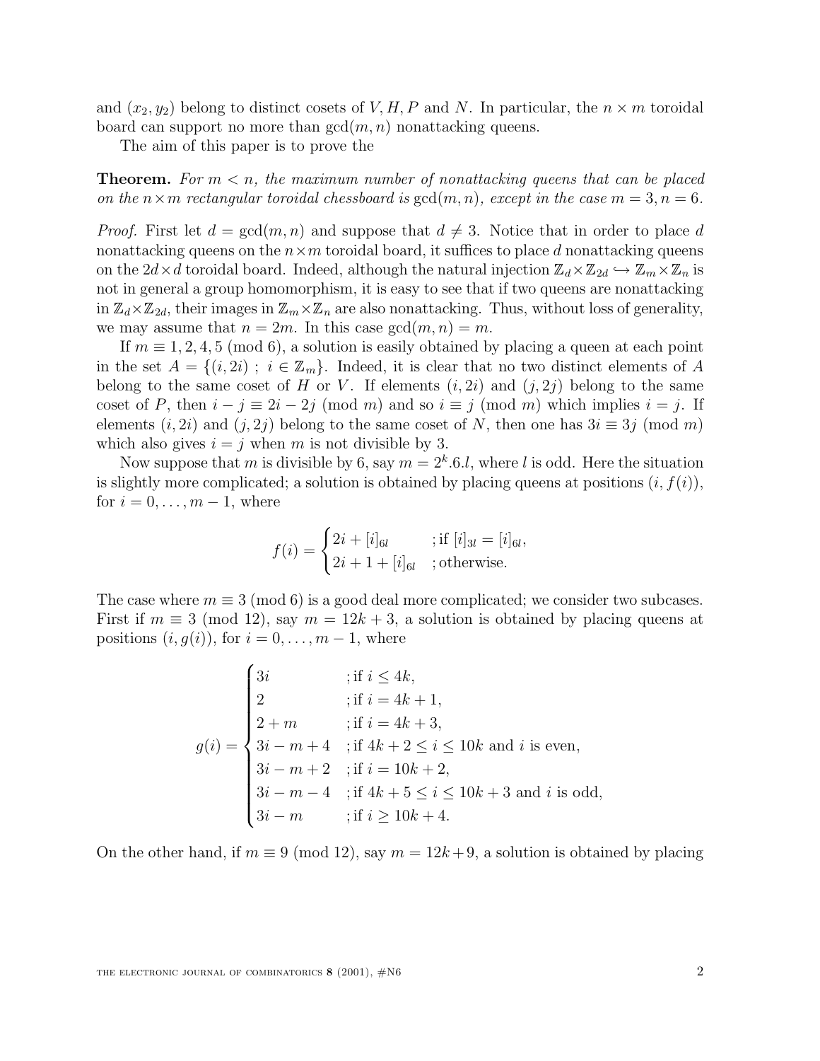and $(x_2, y_2)$ belong to distinct cosets of $V, H, P$ and $N$. In particular, the $n \times m$ toroidal board can support no more than $\gcd(m, n)$ nonattacking queens.

The aim of this paper is to prove the

**Theorem.** *For $m < n$, the maximum number of nonattacking queens that can be placed on the $n \times m$ rectangular toroidal chessboard is $\gcd(m, n)$, except in the case $m = 3, n = 6$.*

*Proof.* First let $d = \gcd(m, n)$ and suppose that $d \neq 3$. Notice that in order to place $d$ nonattacking queens on the $n \times m$ toroidal board, it suffices to place $d$ nonattacking queens on the $2d \times d$ toroidal board. Indeed, although the natural injection $\mathbb{Z}_d \times \mathbb{Z}_{2d} \hookrightarrow \mathbb{Z}_m \times \mathbb{Z}_n$ is not in general a group homomorphism, it is easy to see that if two queens are nonattacking in $\mathbb{Z}_d \times \mathbb{Z}_{2d}$, their images in $\mathbb{Z}_m \times \mathbb{Z}_n$ are also nonattacking. Thus, without loss of generality, we may assume that $n = 2m$. In this case $\gcd(m, n) = m$.

If $m \equiv 1, 2, 4, 5 \pmod 6$, a solution is easily obtained by placing a queen at each point in the set $A = \{(i, 2i) \; ; \; i \in \mathbb{Z}_m\}$. Indeed, it is clear that no two distinct elements of $A$ belong to the same coset of $H$ or $V$. If elements $(i, 2i)$ and $(j, 2j)$ belong to the same coset of $P$, then $i - j \equiv 2i - 2j \pmod m$ and so $i \equiv j \pmod m$ which implies $i = j$. If elements $(i, 2i)$ and $(j, 2j)$ belong to the same coset of $N$, then one has $3i \equiv 3j \pmod m$ which also gives $i = j$ when $m$ is not divisible by 3.

Now suppose that $m$ is divisible by 6, say $m = 2^k.6.l$, where $l$ is odd. Here the situation is slightly more complicated; a solution is obtained by placing queens at positions $(i, f(i))$, for $i = 0, \ldots, m-1$, where

$$f(i) = \begin{cases} 2i + [i]_{6l} & ; \text{if } [i]_{3l} = [i]_{6l}, \\ 2i + 1 + [i]_{6l} & ; \text{otherwise.} \end{cases}$$

The case where $m \equiv 3 \pmod 6$ is a good deal more complicated; we consider two subcases. First if $m \equiv 3 \pmod{12}$, say $m = 12k + 3$, a solution is obtained by placing queens at positions $(i, g(i))$, for $i = 0, \ldots, m - 1$, where

$$g(i) = \begin{cases} 3i & ; \text{if } i \leq 4k, \\ 2 & ; \text{if } i = 4k + 1, \\ 2 + m & ; \text{if } i = 4k + 3, \\ 3i - m + 4 & ; \text{if } 4k + 2 \leq i \leq 10k \text{ and } i \text{ is even}, \\ 3i - m + 2 & ; \text{if } i = 10k + 2, \\ 3i - m - 4 & ; \text{if } 4k + 5 \leq i \leq 10k + 3 \text{ and } i \text{ is odd}, \\ 3i - m & ; \text{if } i \geq 10k + 4. \end{cases}$$

On the other hand, if $m \equiv 9 \pmod{12}$, say $m = 12k + 9$, a solution is obtained by placing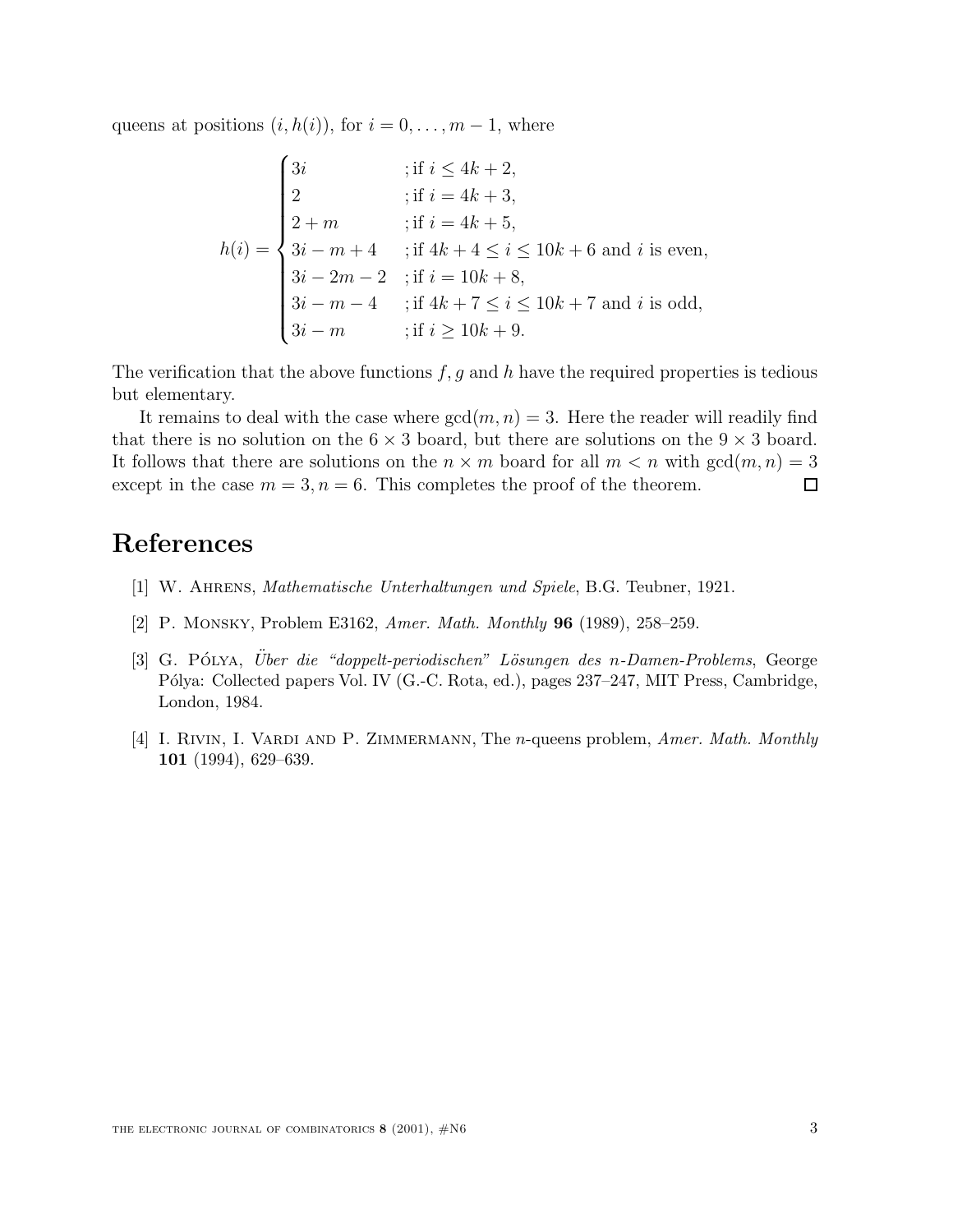queens at positions $(i, h(i))$, for $i = 0, \ldots, m-1$, where

$$h(i) = \begin{cases} 3i & ; \text{if } i \leq 4k+2, \\ 2 & ; \text{if } i = 4k+3, \\ 2+m & ; \text{if } i = 4k+5, \\ 3i - m + 4 & ; \text{if } 4k+4 \leq i \leq 10k+6 \text{ and } i \text{ is even}, \\ 3i - 2m - 2 & ; \text{if } i = 10k+8, \\ 3i - m - 4 & ; \text{if } 4k+7 \leq i \leq 10k+7 \text{ and } i \text{ is odd}, \\ 3i - m & ; \text{if } i \geq 10k+9. \end{cases}$$

The verification that the above functions $f, g$ and $h$ have the required properties is tedious but elementary.

It remains to deal with the case where $\gcd(m, n) = 3$. Here the reader will readily find that there is no solution on the $6 \times 3$ board, but there are solutions on the $9 \times 3$ board. It follows that there are solutions on the $n \times m$ board for all $m < n$ with $\gcd(m, n) = 3$ except in the case $m = 3, n = 6$. This completes the proof of the theorem. □

# References

[1] W. Ahrens, *Mathematische Unterhaltungen und Spiele*, B.G. Teubner, 1921.

[2] P. Monsky, Problem E3162, *Amer. Math. Monthly* **96** (1989), 258–259.

[3] G. Pólya, *Über die "doppelt-periodischen" Lösungen des n-Damen-Problems*, George Pólya: Collected papers Vol. IV (G.-C. Rota, ed.), pages 237–247, MIT Press, Cambridge, London, 1984.

[4] I. Rivin, I. Vardi and P. Zimmermann, The $n$-queens problem, *Amer. Math. Monthly* **101** (1994), 629–639.